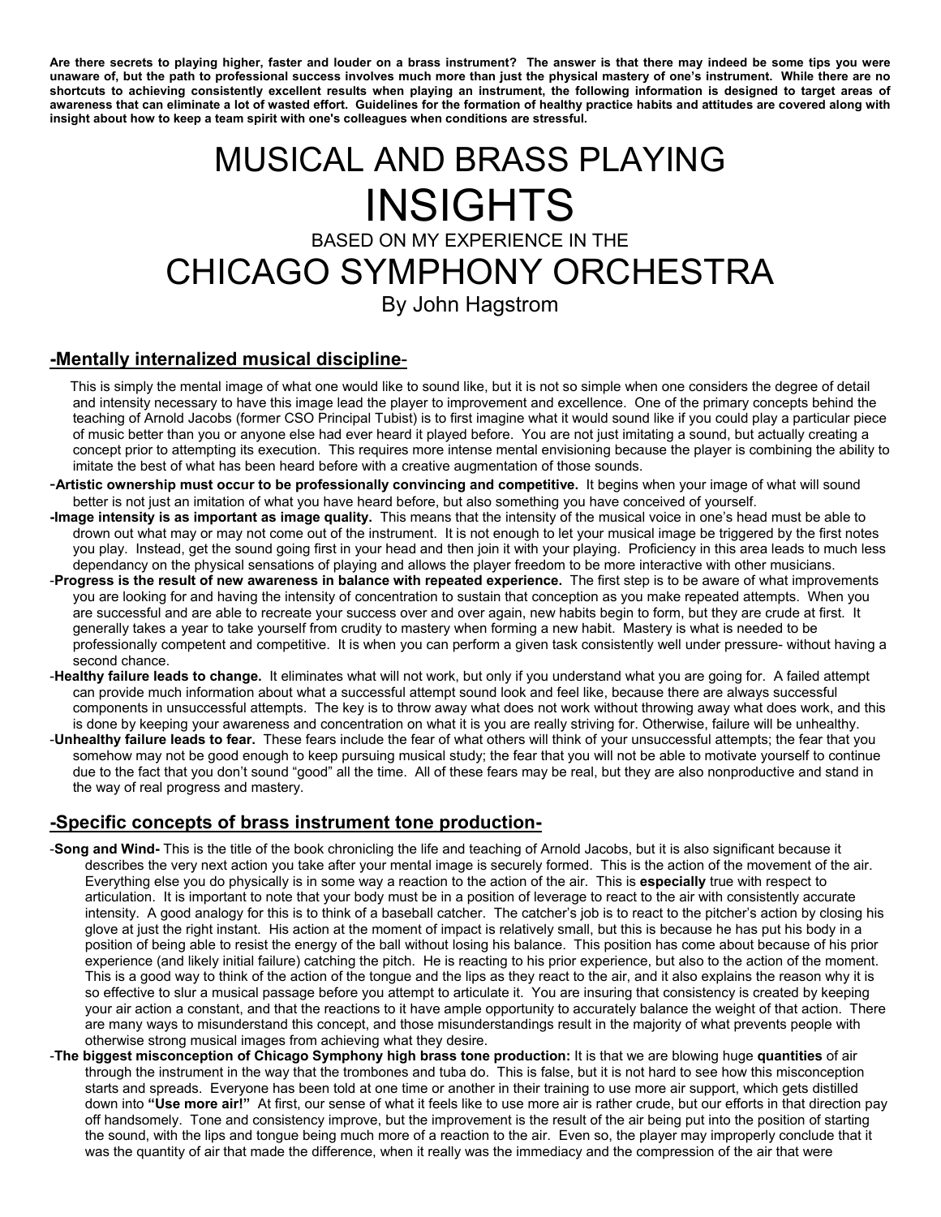**Are there secrets to playing higher, faster and louder on a brass instrument? The answer is that there may indeed be some tips you were unaware of, but the path to professional success involves much more than just the physical mastery of one's instrument. While there are no shortcuts to achieving consistently excellent results when playing an instrument, the following information is designed to target areas of awareness that can eliminate a lot of wasted effort. Guidelines for the formation of healthy practice habits and attitudes are covered along with insight about how to keep a team spirit with one's colleagues when conditions are stressful.**

# MUSICAL AND BRASS PLAYING
# INSIGHTS
## BASED ON MY EXPERIENCE IN THE
# CHICAGO SYMPHONY ORCHESTRA
## By John Hagstrom

## -Mentally internalized musical discipline-

This is simply the mental image of what one would like to sound like, but it is not so simple when one considers the degree of detail and intensity necessary to have this image lead the player to improvement and excellence. One of the primary concepts behind the teaching of Arnold Jacobs (former CSO Principal Tubist) is to first imagine what it would sound like if you could play a particular piece of music better than you or anyone else had ever heard it played before. You are not just imitating a sound, but actually creating a concept prior to attempting its execution. This requires more intense mental envisioning because the player is combining the ability to imitate the best of what has been heard before with a creative augmentation of those sounds.

-**Artistic ownership must occur to be professionally convincing and competitive.** It begins when your image of what will sound better is not just an imitation of what you have heard before, but also something you have conceived of yourself.

-**Image intensity is as important as image quality.** This means that the intensity of the musical voice in one's head must be able to drown out what may or may not come out of the instrument. It is not enough to let your musical image be triggered by the first notes you play. Instead, get the sound going first in your head and then join it with your playing. Proficiency in this area leads to much less dependancy on the physical sensations of playing and allows the player freedom to be more interactive with other musicians.

-**Progress is the result of new awareness in balance with repeated experience.** The first step is to be aware of what improvements you are looking for and having the intensity of concentration to sustain that conception as you make repeated attempts. When you are successful and are able to recreate your success over and over again, new habits begin to form, but they are crude at first. It generally takes a year to take yourself from crudity to mastery when forming a new habit. Mastery is what is needed to be professionally competent and competitive. It is when you can perform a given task consistently well under pressure- without having a second chance.

-**Healthy failure leads to change.** It eliminates what will not work, but only if you understand what you are going for. A failed attempt can provide much information about what a successful attempt sound look and feel like, because there are always successful components in unsuccessful attempts. The key is to throw away what does not work without throwing away what does work, and this is done by keeping your awareness and concentration on what it is you are really striving for. Otherwise, failure will be unhealthy.

-**Unhealthy failure leads to fear.** These fears include the fear of what others will think of your unsuccessful attempts; the fear that you somehow may not be good enough to keep pursuing musical study; the fear that you will not be able to motivate yourself to continue due to the fact that you don't sound "good" all the time. All of these fears may be real, but they are also nonproductive and stand in the way of real progress and mastery.

## -Specific concepts of brass instrument tone production-

-**Song and Wind-** This is the title of the book chronicling the life and teaching of Arnold Jacobs, but it is also significant because it describes the very next action you take after your mental image is securely formed. This is the action of the movement of the air. Everything else you do physically is in some way a reaction to the action of the air. This is **especially** true with respect to articulation. It is important to note that your body must be in a position of leverage to react to the air with consistently accurate intensity. A good analogy for this is to think of a baseball catcher. The catcher's job is to react to the pitcher's action by closing his glove at just the right instant. His action at the moment of impact is relatively small, but this is because he has put his body in a position of being able to resist the energy of the ball without losing his balance. This position has come about because of his prior experience (and likely initial failure) catching the pitch. He is reacting to his prior experience, but also to the action of the moment. This is a good way to think of the action of the tongue and the lips as they react to the air, and it also explains the reason why it is so effective to slur a musical passage before you attempt to articulate it. You are insuring that consistency is created by keeping your air action a constant, and that the reactions to it have ample opportunity to accurately balance the weight of that action. There are many ways to misunderstand this concept, and those misunderstandings result in the majority of what prevents people with otherwise strong musical images from achieving what they desire.

-**The biggest misconception of Chicago Symphony high brass tone production:** It is that we are blowing huge **quantities** of air through the instrument in the way that the trombones and tuba do. This is false, but it is not hard to see how this misconception starts and spreads. Everyone has been told at one time or another in their training to use more air support, which gets distilled down into **"Use more air!"** At first, our sense of what it feels like to use more air is rather crude, but our efforts in that direction pay off handsomely. Tone and consistency improve, but the improvement is the result of the air being put into the position of starting the sound, with the lips and tongue being much more of a reaction to the air. Even so, the player may improperly conclude that it was the quantity of air that made the difference, when it really was the immediacy and the compression of the air that were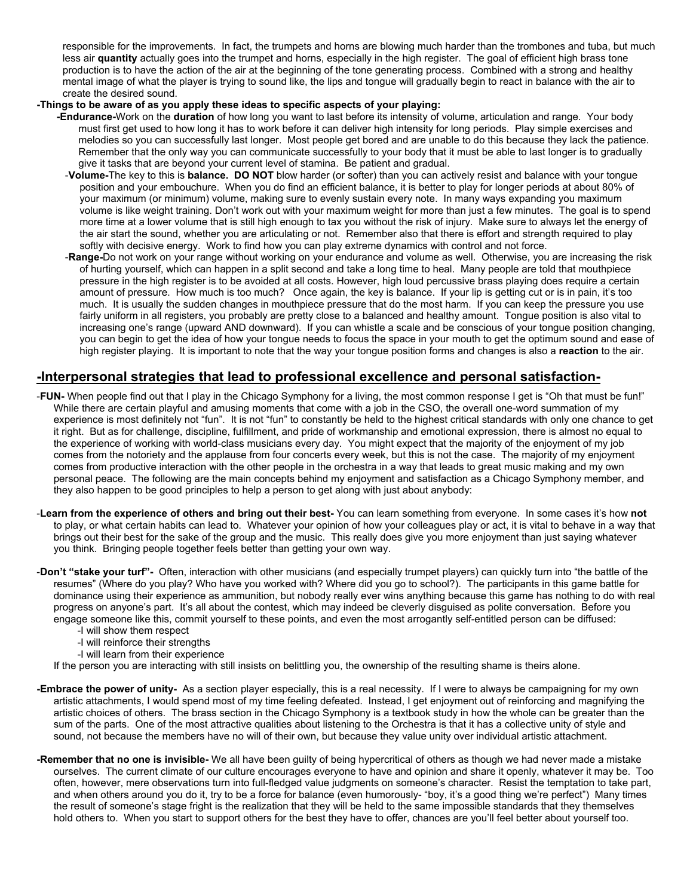responsible for the improvements. In fact, the trumpets and horns are blowing much harder than the trombones and tuba, but much less air **quantity** actually goes into the trumpet and horns, especially in the high register. The goal of efficient high brass tone production is to have the action of the air at the beginning of the tone generating process. Combined with a strong and healthy mental image of what the player is trying to sound like, the lips and tongue will gradually begin to react in balance with the air to create the desired sound.

**-Things to be aware of as you apply these ideas to specific aspects of your playing:**

- **-Endurance-**Work on the **duration** of how long you want to last before its intensity of volume, articulation and range. Your body must first get used to how long it has to work before it can deliver high intensity for long periods. Play simple exercises and melodies so you can successfully last longer. Most people get bored and are unable to do this because they lack the patience. Remember that the only way you can communicate successfully to your body that it must be able to last longer is to gradually give it tasks that are beyond your current level of stamina. Be patient and gradual.
- -**Volume-**The key to this is **balance. DO NOT** blow harder (or softer) than you can actively resist and balance with your tongue position and your embouchure. When you do find an efficient balance, it is better to play for longer periods at about 80% of your maximum (or minimum) volume, making sure to evenly sustain every note. In many ways expanding you maximum volume is like weight training. Don't work out with your maximum weight for more than just a few minutes. The goal is to spend more time at a lower volume that is still high enough to tax you without the risk of injury. Make sure to always let the energy of the air start the sound, whether you are articulating or not. Remember also that there is effort and strength required to play softly with decisive energy. Work to find how you can play extreme dynamics with control and not force.
- -**Range-**Do not work on your range without working on your endurance and volume as well. Otherwise, you are increasing the risk of hurting yourself, which can happen in a split second and take a long time to heal. Many people are told that mouthpiece pressure in the high register is to be avoided at all costs. However, high loud percussive brass playing does require a certain amount of pressure. How much is too much? Once again, the key is balance. If your lip is getting cut or is in pain, it's too much. It is usually the sudden changes in mouthpiece pressure that do the most harm. If you can keep the pressure you use fairly uniform in all registers, you probably are pretty close to a balanced and healthy amount. Tongue position is also vital to increasing one's range (upward AND downward). If you can whistle a scale and be conscious of your tongue position changing, you can begin to get the idea of how your tongue needs to focus the space in your mouth to get the optimum sound and ease of high register playing. It is important to note that the way your tongue position forms and changes is also a **reaction** to the air.

## -Interpersonal strategies that lead to professional excellence and personal satisfaction-

-**FUN-** When people find out that I play in the Chicago Symphony for a living, the most common response I get is "Oh that must be fun!" While there are certain playful and amusing moments that come with a job in the CSO, the overall one-word summation of my experience is most definitely not "fun". It is not "fun" to constantly be held to the highest critical standards with only one chance to get it right. But as for challenge, discipline, fulfillment, and pride of workmanship and emotional expression, there is almost no equal to the experience of working with world-class musicians every day. You might expect that the majority of the enjoyment of my job comes from the notoriety and the applause from four concerts every week, but this is not the case. The majority of my enjoyment comes from productive interaction with the other people in the orchestra in a way that leads to great music making and my own personal peace. The following are the main concepts behind my enjoyment and satisfaction as a Chicago Symphony member, and they also happen to be good principles to help a person to get along with just about anybody:

-**Learn from the experience of others and bring out their best-** You can learn something from everyone. In some cases it's how **not** to play, or what certain habits can lead to. Whatever your opinion of how your colleagues play or act, it is vital to behave in a way that brings out their best for the sake of the group and the music. This really does give you more enjoyment than just saying whatever you think. Bringing people together feels better than getting your own way.

-**Don't "stake your turf"-** Often, interaction with other musicians (and especially trumpet players) can quickly turn into "the battle of the resumes" (Where do you play? Who have you worked with? Where did you go to school?). The participants in this game battle for dominance using their experience as ammunition, but nobody really ever wins anything because this game has nothing to do with real progress on anyone's part. It's all about the contest, which may indeed be cleverly disguised as polite conversation. Before you engage someone like this, commit yourself to these points, and even the most arrogantly self-entitled person can be diffused:

- -I will show them respect
- -I will reinforce their strengths
- -I will learn from their experience

If the person you are interacting with still insists on belittling you, the ownership of the resulting shame is theirs alone.

**-Embrace the power of unity-** As a section player especially, this is a real necessity. If I were to always be campaigning for my own artistic attachments, I would spend most of my time feeling defeated. Instead, I get enjoyment out of reinforcing and magnifying the artistic choices of others. The brass section in the Chicago Symphony is a textbook study in how the whole can be greater than the sum of the parts. One of the most attractive qualities about listening to the Orchestra is that it has a collective unity of style and sound, not because the members have no will of their own, but because they value unity over individual artistic attachment.

**-Remember that no one is invisible-** We all have been guilty of being hypercritical of others as though we had never made a mistake ourselves. The current climate of our culture encourages everyone to have and opinion and share it openly, whatever it may be. Too often, however, mere observations turn into full-fledged value judgments on someone's character. Resist the temptation to take part, and when others around you do it, try to be a force for balance (even humorously- "boy, it's a good thing we're perfect") Many times the result of someone's stage fright is the realization that they will be held to the same impossible standards that they themselves hold others to. When you start to support others for the best they have to offer, chances are you'll feel better about yourself too.